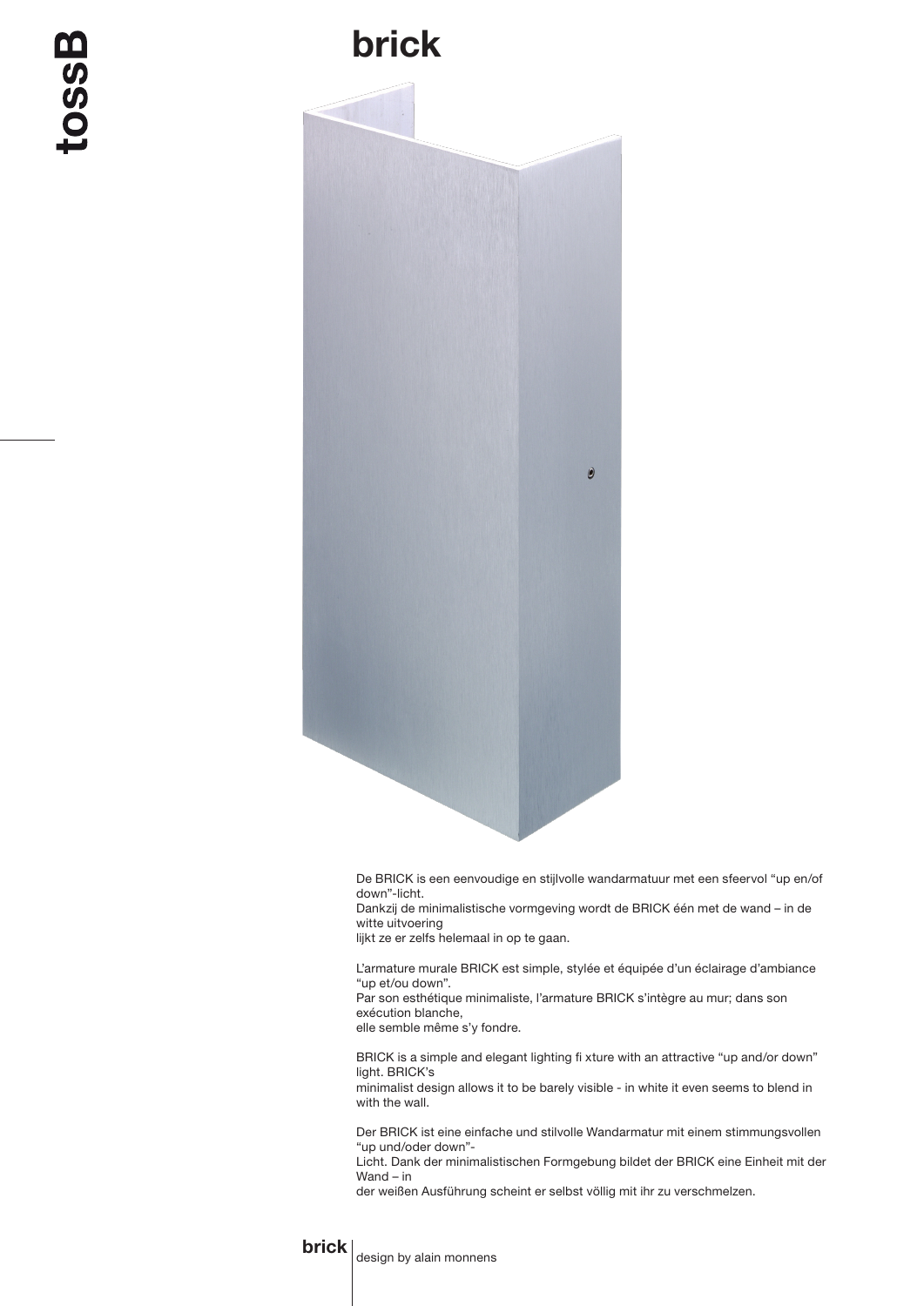# brick

De BRICK is een eenvoudige en stijlvolle wandarmatuur met een sfeervol "up en/of down"-licht.
Dankzij de minimalistische vormgeving wordt de BRICK één met de wand – in de witte uitvoering
lijkt ze er zelfs helemaal in op te gaan.

L'armature murale BRICK est simple, stylée et équipée d'un éclairage d'ambiance "up et/ou down".
Par son esthétique minimaliste, l'armature BRICK s'intègre au mur; dans son exécution blanche,
elle semble même s'y fondre.

BRICK is a simple and elegant lighting fi xture with an attractive "up and/or down" light. BRICK's
minimalist design allows it to be barely visible - in white it even seems to blend in with the wall.

Der BRICK ist eine einfache und stilvolle Wandarmatur mit einem stimmungsvollen "up und/oder down"-
Licht. Dank der minimalistischen Formgebung bildet der BRICK eine Einheit mit der Wand – in
der weißen Ausführung scheint er selbst völlig mit ihr zu verschmelzen.

**brick** design by alain monnens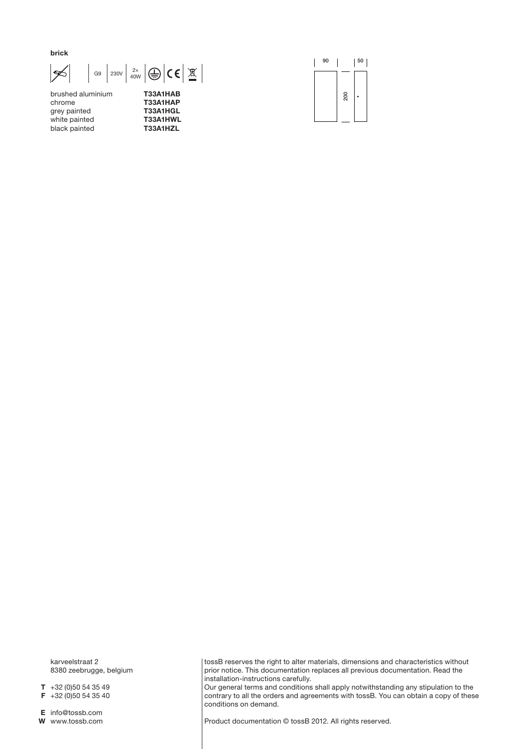**brick**

G9 | 230V | 2× 40W

| | |
|---|---|
| brushed aluminium | **T33A1HAB** |
| chrome | **T33A1HAP** |
| grey painted | **T33A1HGL** |
| white painted | **T33A1HWL** |
| black painted | **T33A1HZL** |

90

50

200

karveelstraat 2
8380 zeebrugge, belgium

**T** +32 (0)50 54 35 49
**F** +32 (0)50 54 35 40

**E** info@tossb.com
**W** www.tossb.com

tossB reserves the right to alter materials, dimensions and characteristics without prior notice. This documentation replaces all previous documentation. Read the installation-instructions carefully.
Our general terms and conditions shall apply notwithstanding any stipulation to the contrary to all the orders and agreements with tossB. You can obtain a copy of these conditions on demand.

Product documentation © tossB 2012. All rights reserved.